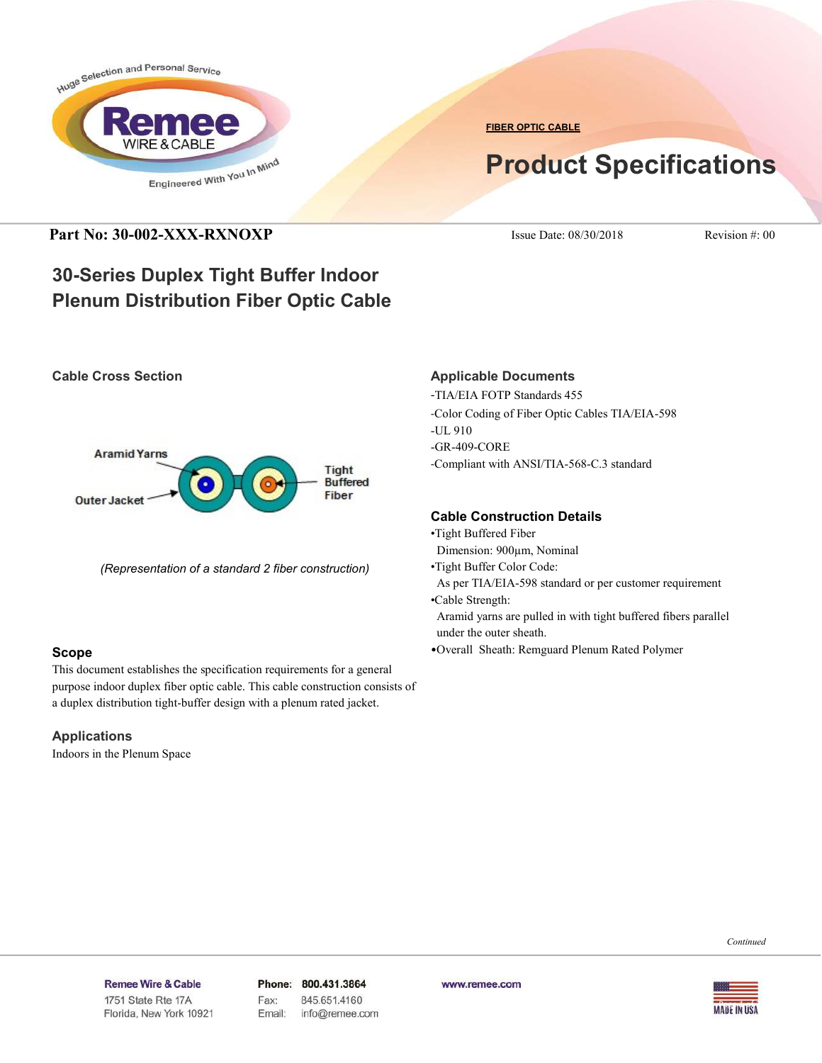FIBER OPTIC CABLE

# Product Specifications

**Part No: 30-002-XXX-RXNOXP** Issue Date: 08/30/2018 Revision #: 00

## 30-Series Duplex Tight Buffer Indoor Plenum Distribution Fiber Optic Cable

### Cable Cross Section

Aramid Yarns

Outer Jacket

Tight Buffered Fiber

*(Representation of a standard 2 fiber construction)*

### Scope

This document establishes the specification requirements for a general purpose indoor duplex fiber optic cable. This cable construction consists of a duplex distribution tight-buffer design with a plenum rated jacket.

### Applications

Indoors in the Plenum Space

### Applicable Documents

-TIA/EIA FOTP Standards 455

-Color Coding of Fiber Optic Cables TIA/EIA-598

-UL 910

-GR-409-CORE

-Compliant with ANSI/TIA-568-C.3 standard

### Cable Construction Details

- Tight Buffered Fiber
  Dimension: 900µm, Nominal
- Tight Buffer Color Code:
  As per TIA/EIA-598 standard or per customer requirement
- Cable Strength:
  Aramid yarns are pulled in with tight buffered fibers parallel under the outer sheath.
- Overall Sheath: Remguard Plenum Rated Polymer

*Continued*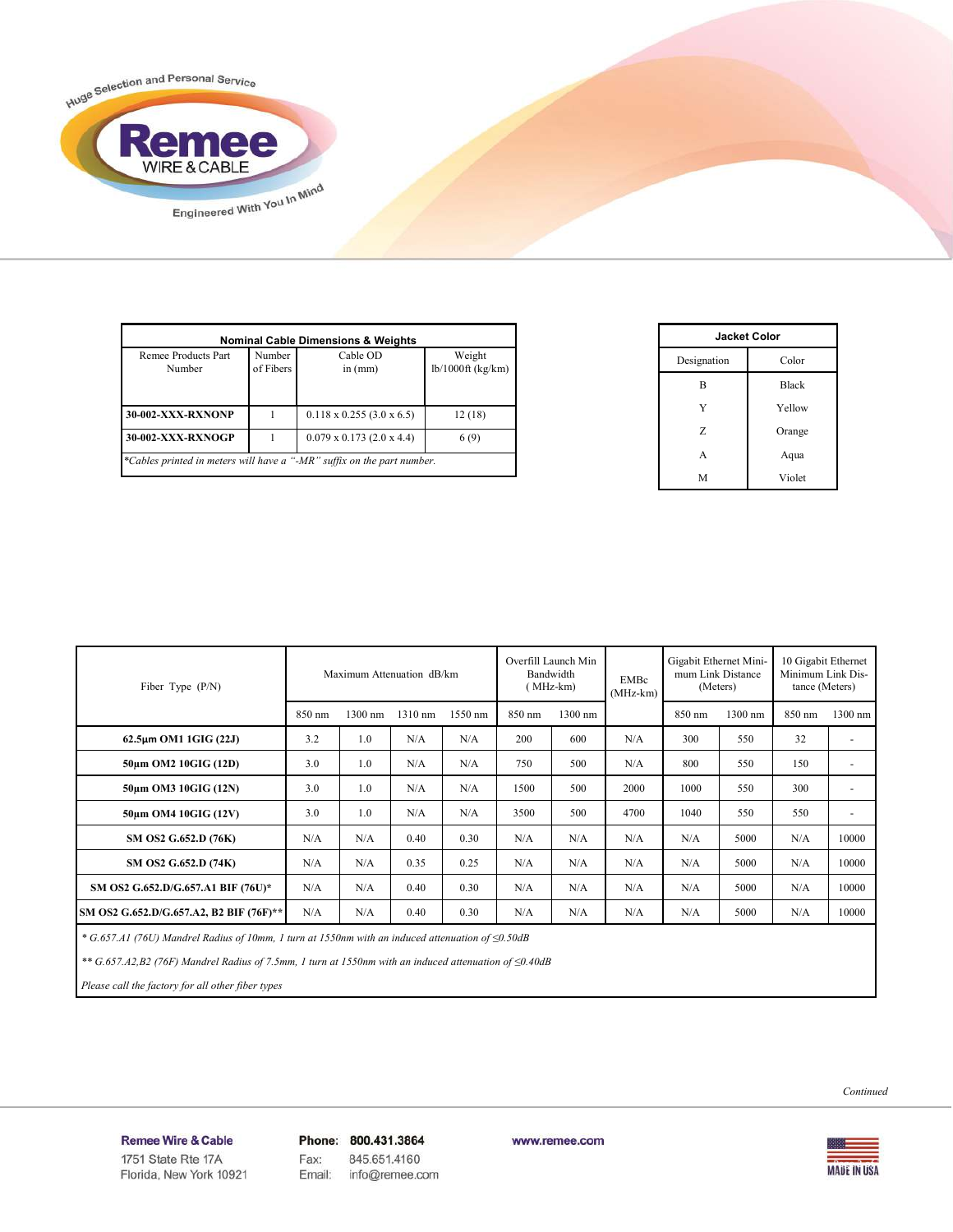| Nominal Cable Dimensions & Weights | | | |
|---|---|---|---|
| Remee Products Part Number | Number of Fibers | Cable OD in (mm) | Weight lb/1000ft (kg/km) |
| **30-002-XXX-RXNONP** | 1 | 0.118 x 0.255 (3.0 x 6.5) | 12 (18) |
| **30-002-XXX-RXNOGP** | 1 | 0.079 x 0.173 (2.0 x 4.4) | 6 (9) |

*\*Cables printed in meters will have a "-MR" suffix on the part number.*

| Jacket Color | |
|---|---|
| Designation | Color |
| B | Black |
| Y | Yellow |
| Z | Orange |
| A | Aqua |
| M | Violet |

| Fiber Type (P/N) | Maximum Attenuation dB/km | | | | Overfill Launch Min Bandwidth ( MHz-km) | | EMBc (MHz-km) | Gigabit Ethernet Minimum Link Distance (Meters) | | 10 Gigabit Ethernet Minimum Link Distance (Meters) | |
|---|---|---|---|---|---|---|---|---|---|---|---|
| | 850 nm | 1300 nm | 1310 nm | 1550 nm | 850 nm | 1300 nm | | 850 nm | 1300 nm | 850 nm | 1300 nm |
| **62.5µm OM1 1GIG (22J)** | 3.2 | 1.0 | N/A | N/A | 200 | 600 | N/A | 300 | 550 | 32 | - |
| **50µm OM2 10GIG (12D)** | 3.0 | 1.0 | N/A | N/A | 750 | 500 | N/A | 800 | 550 | 150 | - |
| **50µm OM3 10GIG (12N)** | 3.0 | 1.0 | N/A | N/A | 1500 | 500 | 2000 | 1000 | 550 | 300 | - |
| **50µm OM4 10GIG (12V)** | 3.0 | 1.0 | N/A | N/A | 3500 | 500 | 4700 | 1040 | 550 | 550 | - |
| **SM OS2 G.652.D (76K)** | N/A | N/A | 0.40 | 0.30 | N/A | N/A | N/A | N/A | 5000 | N/A | 10000 |
| **SM OS2 G.652.D (74K)** | N/A | N/A | 0.35 | 0.25 | N/A | N/A | N/A | N/A | 5000 | N/A | 10000 |
| **SM OS2 G.652.D/G.657.A1 BIF (76U)\*** | N/A | N/A | 0.40 | 0.30 | N/A | N/A | N/A | N/A | 5000 | N/A | 10000 |
| **SM OS2 G.652.D/G.657.A2, B2 BIF (76F)\*\*** | N/A | N/A | 0.40 | 0.30 | N/A | N/A | N/A | N/A | 5000 | N/A | 10000 |

*\* G.657.A1 (76U) Mandrel Radius of 10mm, 1 turn at 1550nm with an induced attenuation of ≤0.50dB*

*\*\* G.657.A2,B2 (76F) Mandrel Radius of 7.5mm, 1 turn at 1550nm with an induced attenuation of ≤0.40dB*

*Please call the factory for all other fiber types*

*Continued*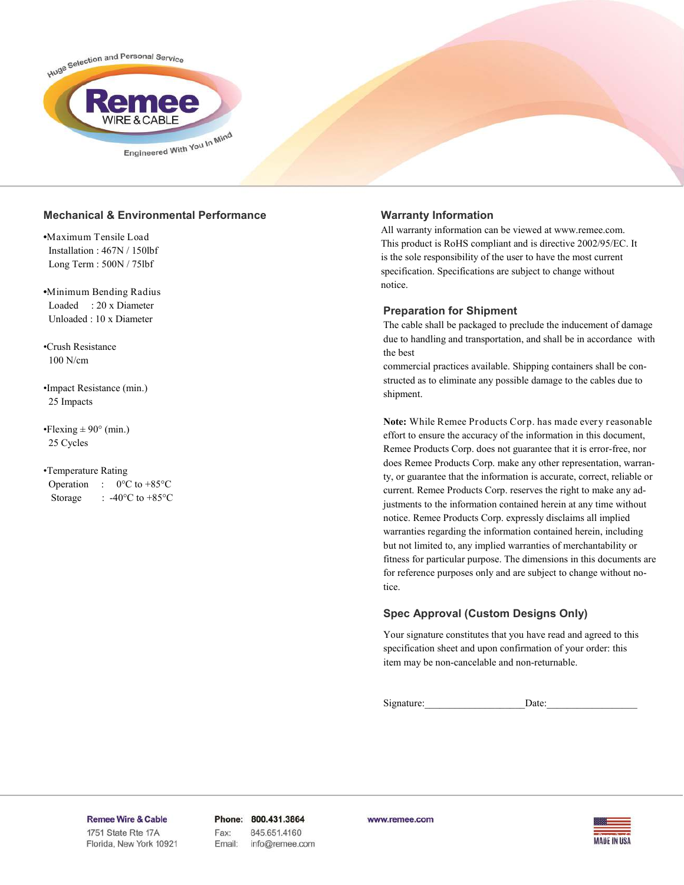## Mechanical & Environmental Performance

•Maximum Tensile Load
  Installation : 467N / 150lbf
  Long Term : 500N / 75lbf

•Minimum Bending Radius
  Loaded : 20 x Diameter
  Unloaded : 10 x Diameter

•Crush Resistance
  100 N/cm

•Impact Resistance (min.)
  25 Impacts

•Flexing ± 90° (min.)
  25 Cycles

•Temperature Rating
  Operation : 0°C to +85°C
  Storage : -40°C to +85°C

## Warranty Information

All warranty information can be viewed at www.remee.com. This product is RoHS compliant and is directive 2002/95/EC. It is the sole responsibility of the user to have the most current specification. Specifications are subject to change without notice.

## Preparation for Shipment

The cable shall be packaged to preclude the inducement of damage due to handling and transportation, and shall be in accordance with the best commercial practices available. Shipping containers shall be constructed as to eliminate any possible damage to the cables due to shipment.

**Note:** While Remee Products Corp. has made every reasonable effort to ensure the accuracy of the information in this document, Remee Products Corp. does not guarantee that it is error-free, nor does Remee Products Corp. make any other representation, warranty, or guarantee that the information is accurate, correct, reliable or current. Remee Products Corp. reserves the right to make any adjustments to the information contained herein at any time without notice. Remee Products Corp. expressly disclaims all implied warranties regarding the information contained herein, including but not limited to, any implied warranties of merchantability or fitness for particular purpose. The dimensions in this documents are for reference purposes only and are subject to change without notice.

## Spec Approval (Custom Designs Only)

Your signature constitutes that you have read and agreed to this specification sheet and upon confirmation of your order: this item may be non-cancelable and non-returnable.

Signature:___________________Date:__________________

Remee Wire & Cable
1751 State Rte 17A
Florida, New York 10921

Phone: 800.431.3864
Fax: 845.651.4160
Email: info@remee.com

www.remee.com

MADE IN USA